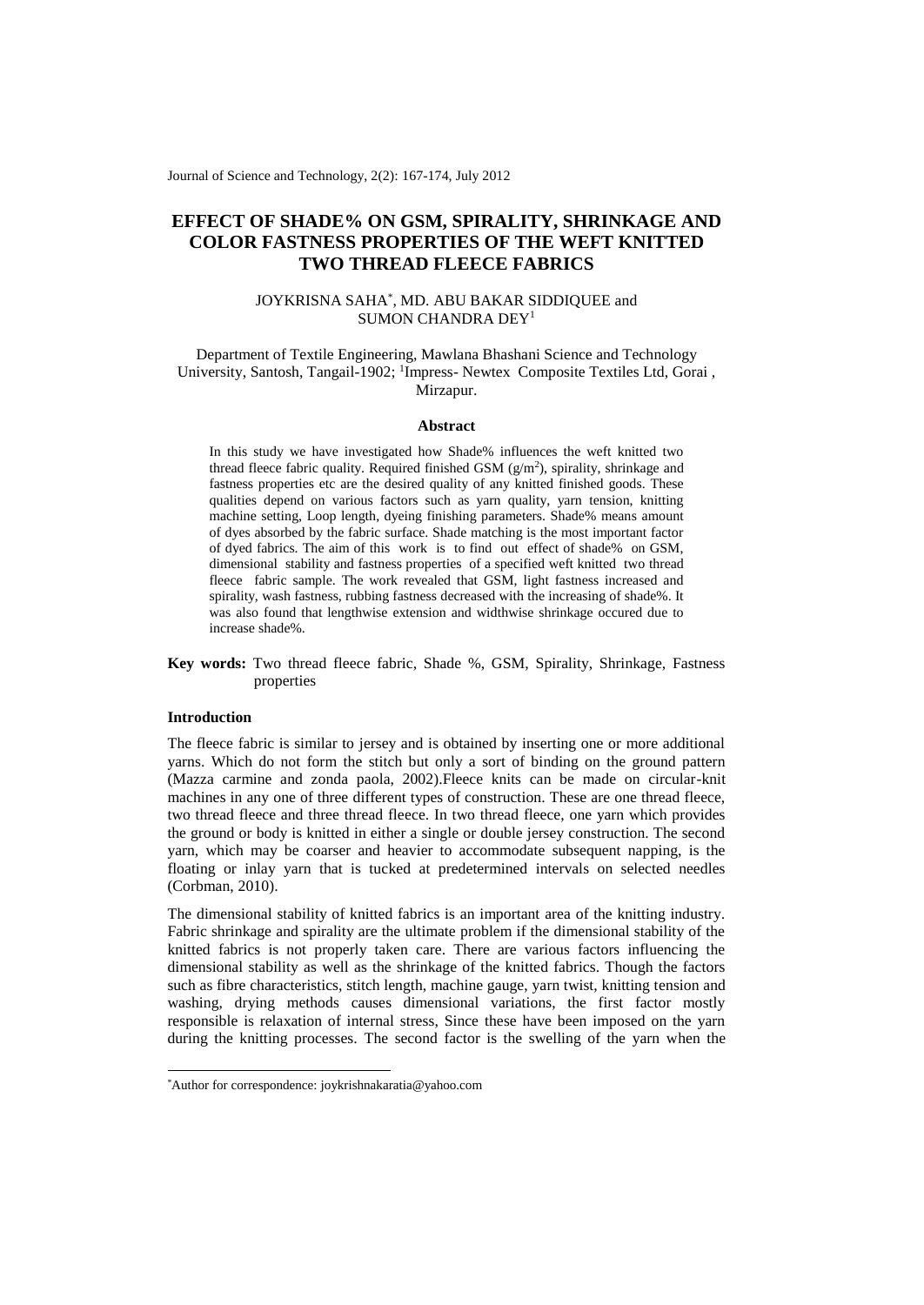# EFFECT OF SHADE% ON GSM, SPIRALITY, SHRINKAGE AND COLOR FASTNESS PROPERTIES OF THE WEFT KNITTED TWO THREAD FLEECE FABRICS

JOYKRISNA SAHA*, MD. ABU BAKAR SIDDIQUEE and SUMON CHANDRA DEY[1]

Department of Textile Engineering, Mawlana Bhashani Science and Technology University, Santosh, Tangail-1902; [1]Impress- Newtex Composite Textiles Ltd, Gorai , Mirzapur.

### Abstract

In this study we have investigated how Shade% influences the weft knitted two thread fleece fabric quality. Required finished GSM ($g/m^2$), spirality, shrinkage and fastness properties etc are the desired quality of any knitted finished goods. These qualities depend on various factors such as yarn quality, yarn tension, knitting machine setting, Loop length, dyeing finishing parameters. Shade% means amount of dyes absorbed by the fabric surface. Shade matching is the most important factor of dyed fabrics. The aim of this work is to find out effect of shade% on GSM, dimensional stability and fastness properties of a specified weft knitted two thread fleece fabric sample. The work revealed that GSM, light fastness increased and spirality, wash fastness, rubbing fastness decreased with the increasing of shade%. It was also found that lengthwise extension and widthwise shrinkage occured due to increase shade%.

**Key words:** Two thread fleece fabric, Shade %, GSM, Spirality, Shrinkage, Fastness properties

### Introduction

The fleece fabric is similar to jersey and is obtained by inserting one or more additional yarns. Which do not form the stitch but only a sort of binding on the ground pattern (Mazza carmine and zonda paola, 2002).Fleece knits can be made on circular-knit machines in any one of three different types of construction. These are one thread fleece, two thread fleece and three thread fleece. In two thread fleece, one yarn which provides the ground or body is knitted in either a single or double jersey construction. The second yarn, which may be coarser and heavier to accommodate subsequent napping, is the floating or inlay yarn that is tucked at predetermined intervals on selected needles (Corbman, 2010).

The dimensional stability of knitted fabrics is an important area of the knitting industry. Fabric shrinkage and spirality are the ultimate problem if the dimensional stability of the knitted fabrics is not properly taken care. There are various factors influencing the dimensional stability as well as the shrinkage of the knitted fabrics. Though the factors such as fibre characteristics, stitch length, machine gauge, yarn twist, knitting tension and washing, drying methods causes dimensional variations, the first factor mostly responsible is relaxation of internal stress, Since these have been imposed on the yarn during the knitting processes. The second factor is the swelling of the yarn when the

*Author for correspondence: joykrishnakaratia@yahoo.com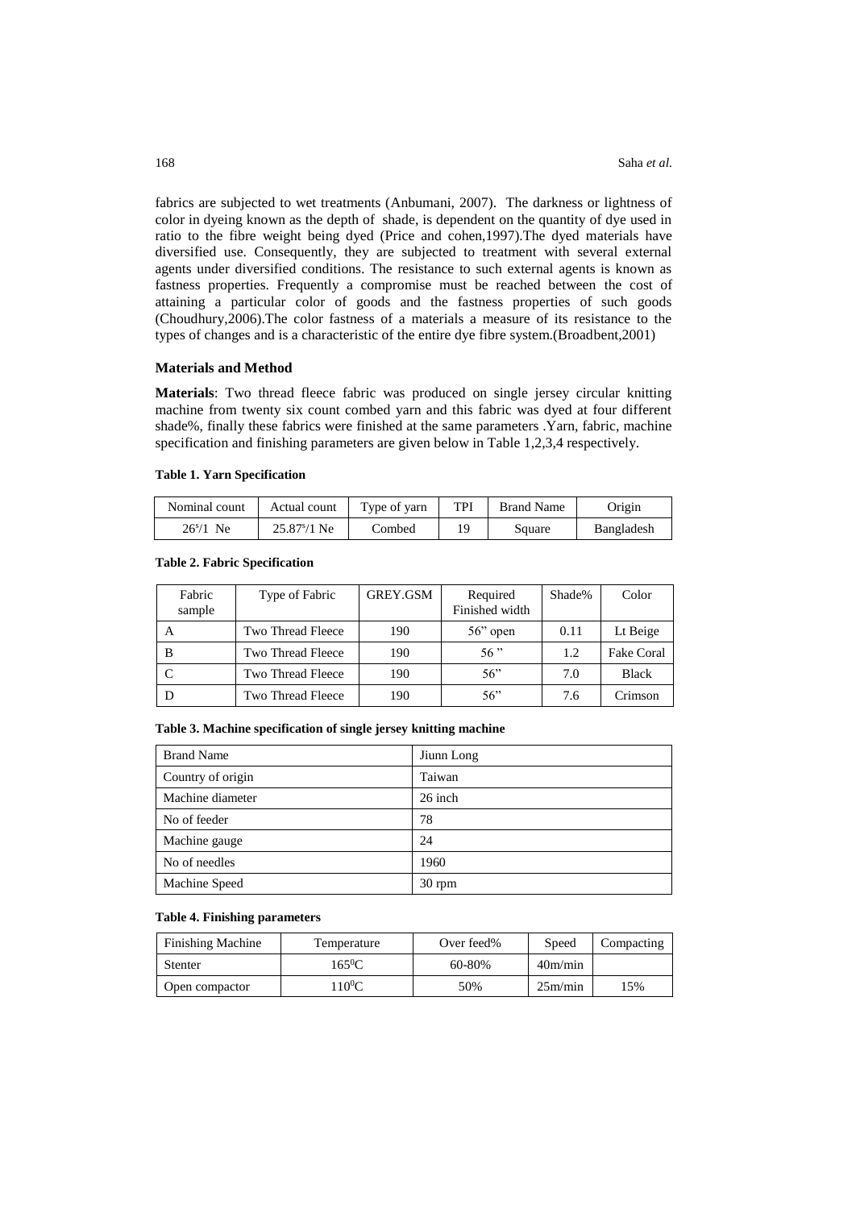fabrics are subjected to wet treatments (Anbumani, 2007). The darkness or lightness of color in dyeing known as the depth of shade, is dependent on the quantity of dye used in ratio to the fibre weight being dyed (Price and cohen,1997).The dyed materials have diversified use. Consequently, they are subjected to treatment with several external agents under diversified conditions. The resistance to such external agents is known as fastness properties. Frequently a compromise must be reached between the cost of attaining a particular color of goods and the fastness properties of such goods (Choudhury,2006).The color fastness of a materials a measure of its resistance to the types of changes and is a characteristic of the entire dye fibre system.(Broadbent,2001)

### Materials and Method

**Materials**: Two thread fleece fabric was produced on single jersey circular knitting machine from twenty six count combed yarn and this fabric was dyed at four different shade%, finally these fabrics were finished at the same parameters .Yarn, fabric, machine specification and finishing parameters are given below in Table 1,2,3,4 respectively.

**Table 1. Yarn Specification**

| Nominal count | Actual count | Type of yarn | TPI | Brand Name | Origin |
|---|---|---|---|---|---|
| $26^s/1$ Ne | $25.87^s/1$ Ne | Combed | 19 | Square | Bangladesh |

**Table 2. Fabric Specification**

| Fabric sample | Type of Fabric | GREY.GSM | Required Finished width | Shade% | Color |
|---|---|---|---|---|---|
| A | Two Thread Fleece | 190 | 56" open | 0.11 | Lt Beige |
| B | Two Thread Fleece | 190 | 56 " | 1.2 | Fake Coral |
| C | Two Thread Fleece | 190 | 56" | 7.0 | Black |
| D | Two Thread Fleece | 190 | 56" | 7.6 | Crimson |

**Table 3. Machine specification of single jersey knitting machine**

| Brand Name | Jiunn Long |
|---|---|
| Country of origin | Taiwan |
| Machine diameter | 26 inch |
| No of feeder | 78 |
| Machine gauge | 24 |
| No of needles | 1960 |
| Machine Speed | 30 rpm |

**Table 4. Finishing parameters**

| Finishing Machine | Temperature | Over feed% | Speed | Compacting |
|---|---|---|---|---|
| Stenter | $165^0$C | 60-80% | 40m/min | |
| Open compactor | $110^0$C | 50% | 25m/min | 15% |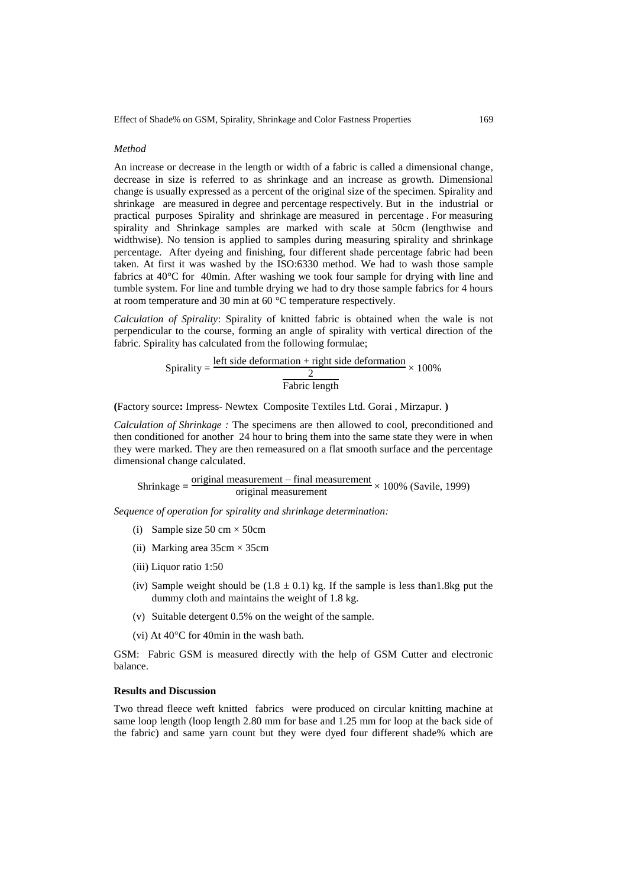*Method*

An increase or decrease in the length or width of a fabric is called a dimensional change, decrease in size is referred to as shrinkage and an increase as growth. Dimensional change is usually expressed as a percent of the original size of the specimen. Spirality and shrinkage are measured in degree and percentage respectively. But in the industrial or practical purposes Spirality and shrinkage are measured in percentage . For measuring spirality and Shrinkage samples are marked with scale at 50cm (lengthwise and widthwise). No tension is applied to samples during measuring spirality and shrinkage percentage. After dyeing and finishing, four different shade percentage fabric had been taken. At first it was washed by the ISO:6330 method. We had to wash those sample fabrics at 40°C for 40min. After washing we took four sample for drying with line and tumble system. For line and tumble drying we had to dry those sample fabrics for 4 hours at room temperature and 30 min at 60 °C temperature respectively.

*Calculation of Spirality*: Spirality of knitted fabric is obtained when the wale is not perpendicular to the course, forming an angle of spirality with vertical direction of the fabric. Spirality has calculated from the following formulae;

$$\text{Spirality} = \frac{\frac{\text{left side deformation} + \text{right side deformation}}{2}}{\text{Fabric length}} \times 100\%$$

**(**Factory source**:** Impress- Newtex Composite Textiles Ltd. Gorai , Mirzapur. **)**

*Calculation of Shrinkage :* The specimens are then allowed to cool, preconditioned and then conditioned for another 24 hour to bring them into the same state they were in when they were marked. They are then remeasured on a flat smooth surface and the percentage dimensional change calculated.

$$\text{Shrinkage} = \frac{\text{original measurement} - \text{final measurement}}{\text{original measurement}} \times 100\% \text{ (Savile, 1999)}$$

*Sequence of operation for spirality and shrinkage determination:*

(i) Sample size 50 cm × 50cm

(ii) Marking area 35cm × 35cm

(iii) Liquor ratio 1:50

(iv) Sample weight should be (1.8 ± 0.1) kg. If the sample is less than1.8kg put the dummy cloth and maintains the weight of 1.8 kg.

(v) Suitable detergent 0.5% on the weight of the sample.

(vi) At 40°C for 40min in the wash bath.

GSM: Fabric GSM is measured directly with the help of GSM Cutter and electronic balance.

**Results and Discussion**

Two thread fleece weft knitted fabrics were produced on circular knitting machine at same loop length (loop length 2.80 mm for base and 1.25 mm for loop at the back side of the fabric) and same yarn count but they were dyed four different shade% which are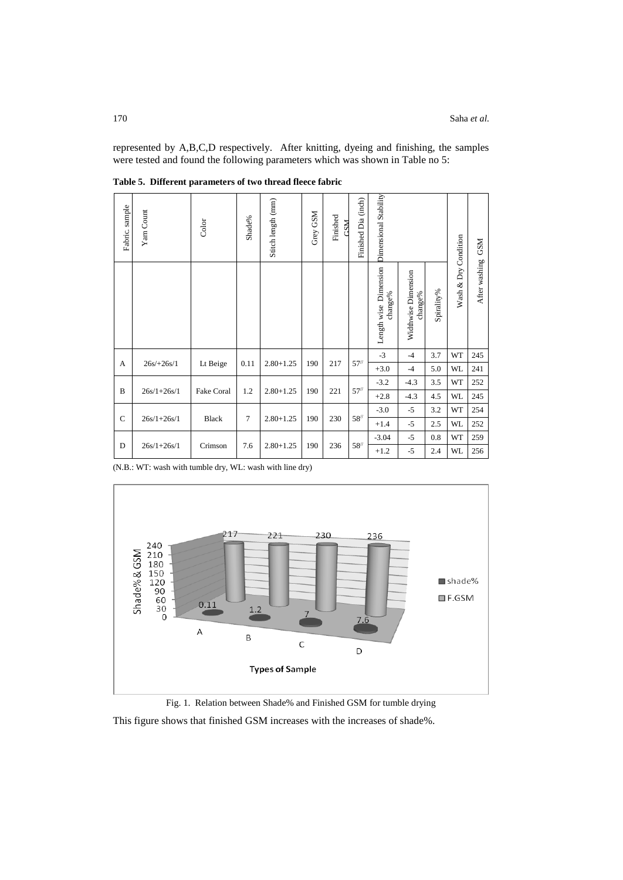represented by A,B,C,D respectively. After knitting, dyeing and finishing, the samples were tested and found the following parameters which was shown in Table no 5:

**Table 5. Different parameters of two thread fleece fabric**

| Fabric sample | Yarn Count | Color | Shade% | Stitch length (mm) | Grey GSM | Finished GSM | Finished Dia (inch) | Dimensional Stability | | | Wash & Dry Condition | After washing GSM |
|---|---|---|---|---|---|---|---|---|---|---|---|---|
| | | | | | | | | Length wise Dimension change% | Widthwise Dimension change% | Spirality% | | |
| A | 26s/+26s/1 | Lt Beige | 0.11 | 2.80+1.25 | 190 | 217 | 57// | -3 | -4 | 3.7 | WT | 245 |
| | | | | | | | | +3.0 | -4 | 5.0 | WL | 241 |
| B | 26s/1+26s/1 | Fake Coral | 1.2 | 2.80+1.25 | 190 | 221 | 57// | -3.2 | -4.3 | 3.5 | WT | 252 |
| | | | | | | | | +2.8 | -4.3 | 4.5 | WL | 245 |
| C | 26s/1+26s/1 | Black | 7 | 2.80+1.25 | 190 | 230 | 58// | -3.0 | -5 | 3.2 | WT | 254 |
| | | | | | | | | +1.4 | -5 | 2.5 | WL | 252 |
| D | 26s/1+26s/1 | Crimson | 7.6 | 2.80+1.25 | 190 | 236 | 58// | -3.04 | -5 | 0.8 | WT | 259 |
| | | | | | | | | +1.2 | -5 | 2.4 | WL | 256 |

(N.B.: WT: wash with tumble dry, WL: wash with line dry)

Fig. 1. Relation between Shade% and Finished GSM for tumble drying

This figure shows that finished GSM increases with the increases of shade%.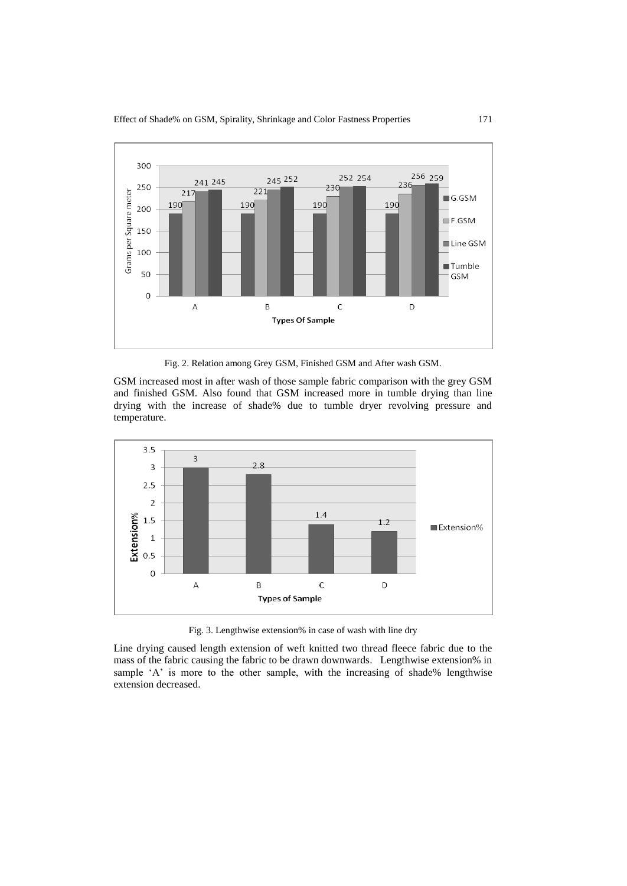Fig. 2. Relation among Grey GSM, Finished GSM and After wash GSM.

GSM increased most in after wash of those sample fabric comparison with the grey GSM and finished GSM. Also found that GSM increased more in tumble drying than line drying with the increase of shade% due to tumble dryer revolving pressure and temperature.

Fig. 3. Lengthwise extension% in case of wash with line dry

Line drying caused length extension of weft knitted two thread fleece fabric due to the mass of the fabric causing the fabric to be drawn downwards. Lengthwise extension% in sample 'A' is more to the other sample, with the increasing of shade% lengthwise extension decreased.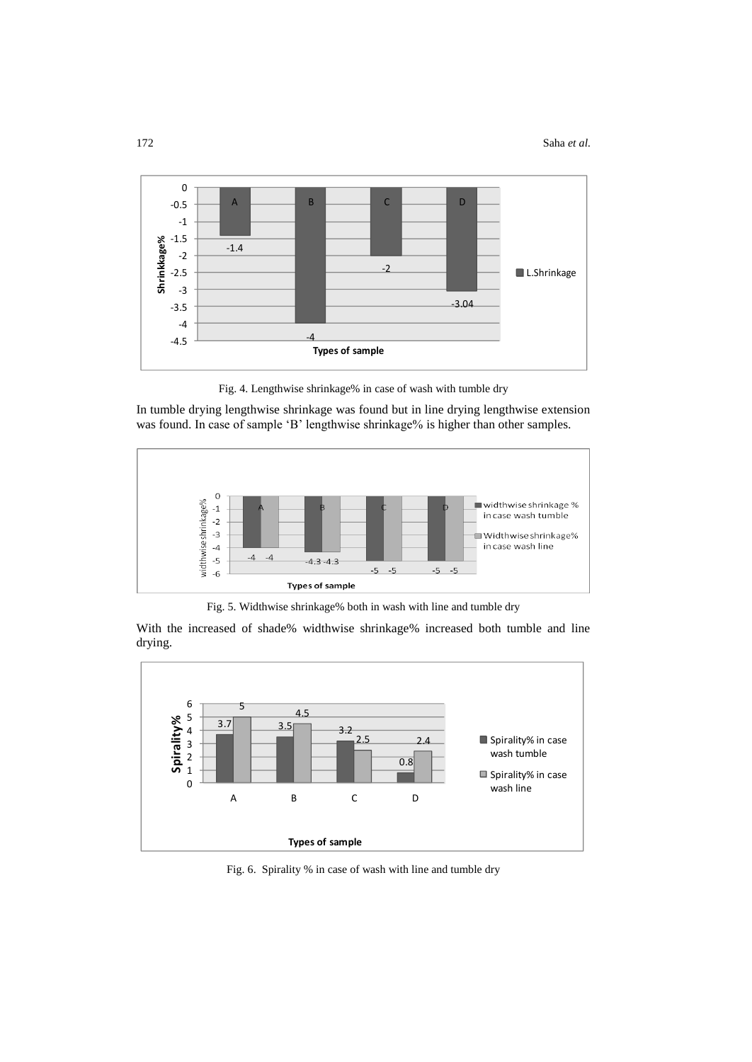Fig. 4. Lengthwise shrinkage% in case of wash with tumble dry

In tumble drying lengthwise shrinkage was found but in line drying lengthwise extension was found. In case of sample 'B' lengthwise shrinkage% is higher than other samples.

Fig. 5. Widthwise shrinkage% both in wash with line and tumble dry

With the increased of shade% widthwise shrinkage% increased both tumble and line drying.

Fig. 6. Spirality % in case of wash with line and tumble dry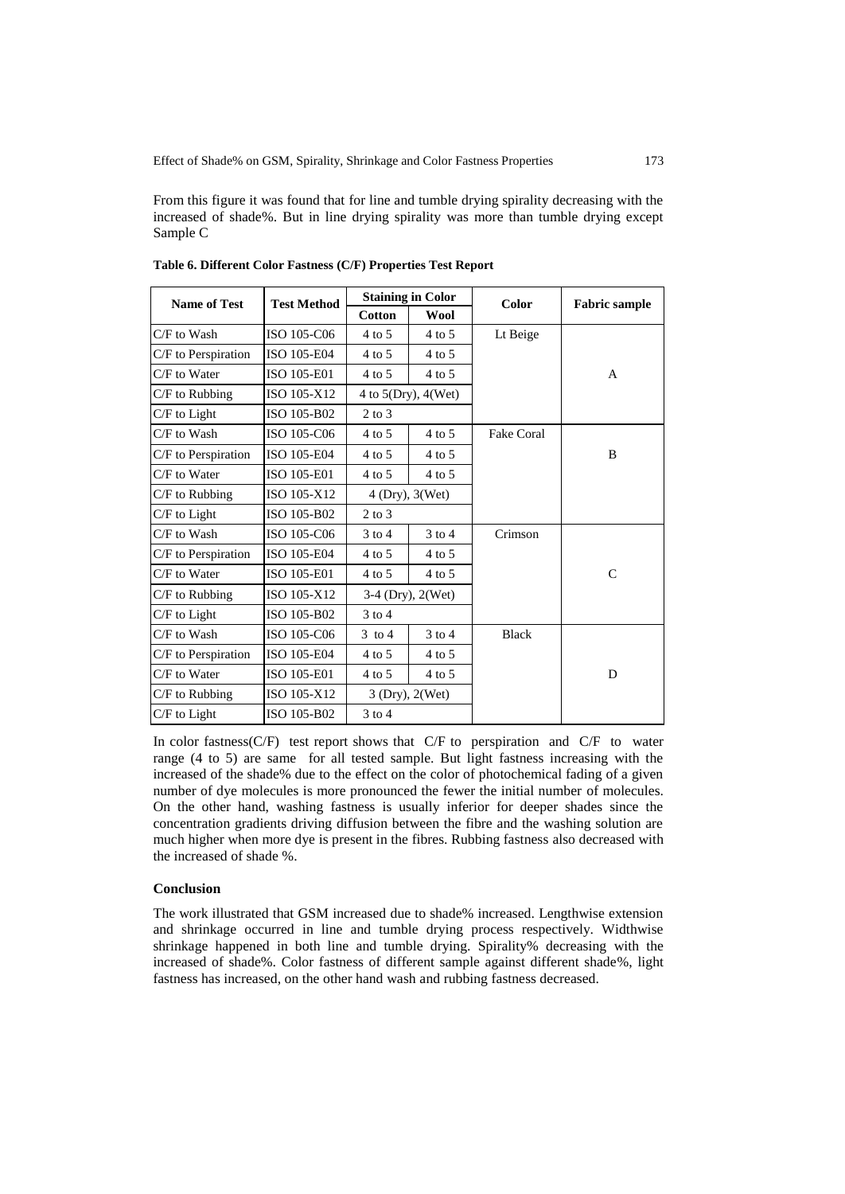From this figure it was found that for line and tumble drying spirality decreasing with the increased of shade%. But in line drying spirality was more than tumble drying except Sample C

**Table 6. Different Color Fastness (C/F) Properties Test Report**

| Name of Test | Test Method | Staining in Color | | Color | Fabric sample |
|---|---|---|---|---|---|
| | | Cotton | Wool | | |
| C/F to Wash | ISO 105-C06 | 4 to 5 | 4 to 5 | Lt Beige | A |
| C/F to Perspiration | ISO 105-E04 | 4 to 5 | 4 to 5 | | |
| C/F to Water | ISO 105-E01 | 4 to 5 | 4 to 5 | | |
| C/F to Rubbing | ISO 105-X12 | 4 to 5(Dry), 4(Wet) | | | |
| C/F to Light | ISO 105-B02 | 2 to 3 | | | |
| C/F to Wash | ISO 105-C06 | 4 to 5 | 4 to 5 | Fake Coral | B |
| C/F to Perspiration | ISO 105-E04 | 4 to 5 | 4 to 5 | | |
| C/F to Water | ISO 105-E01 | 4 to 5 | 4 to 5 | | |
| C/F to Rubbing | ISO 105-X12 | 4 (Dry), 3(Wet) | | | |
| C/F to Light | ISO 105-B02 | 2 to 3 | | | |
| C/F to Wash | ISO 105-C06 | 3 to 4 | 3 to 4 | Crimson | C |
| C/F to Perspiration | ISO 105-E04 | 4 to 5 | 4 to 5 | | |
| C/F to Water | ISO 105-E01 | 4 to 5 | 4 to 5 | | |
| C/F to Rubbing | ISO 105-X12 | 3-4 (Dry), 2(Wet) | | | |
| C/F to Light | ISO 105-B02 | 3 to 4 | | | |
| C/F to Wash | ISO 105-C06 | 3 to 4 | 3 to 4 | Black | D |
| C/F to Perspiration | ISO 105-E04 | 4 to 5 | 4 to 5 | | |
| C/F to Water | ISO 105-E01 | 4 to 5 | 4 to 5 | | |
| C/F to Rubbing | ISO 105-X12 | 3 (Dry), 2(Wet) | | | |
| C/F to Light | ISO 105-B02 | 3 to 4 | | | |

In color fastness(C/F) test report shows that C/F to perspiration and C/F to water range (4 to 5) are same for all tested sample. But light fastness increasing with the increased of the shade% due to the effect on the color of photochemical fading of a given number of dye molecules is more pronounced the fewer the initial number of molecules. On the other hand, washing fastness is usually inferior for deeper shades since the concentration gradients driving diffusion between the fibre and the washing solution are much higher when more dye is present in the fibres. Rubbing fastness also decreased with the increased of shade %.

**Conclusion**

The work illustrated that GSM increased due to shade% increased. Lengthwise extension and shrinkage occurred in line and tumble drying process respectively. Widthwise shrinkage happened in both line and tumble drying. Spirality% decreasing with the increased of shade%. Color fastness of different sample against different shade%, light fastness has increased, on the other hand wash and rubbing fastness decreased.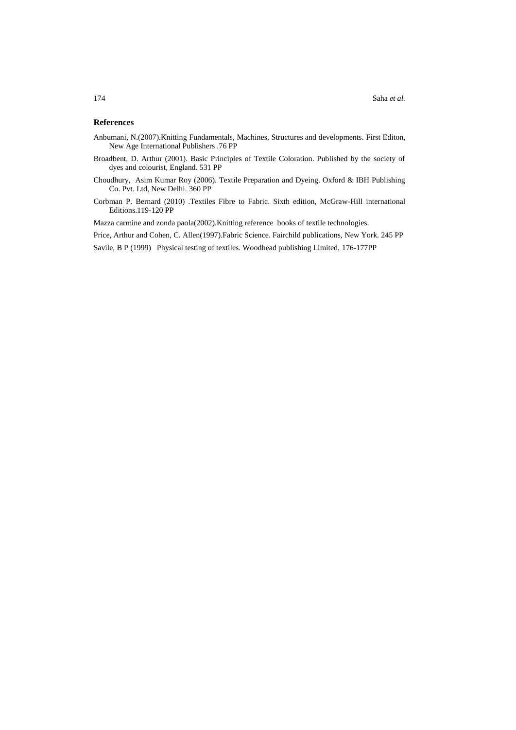## References

Anbumani, N.(2007).Knitting Fundamentals, Machines, Structures and developments. First Editon, New Age International Publishers .76 PP

Broadbent, D. Arthur (2001). Basic Principles of Textile Coloration. Published by the society of dyes and colourist, England. 531 PP

Choudhury, Asim Kumar Roy (2006). Textile Preparation and Dyeing. Oxford & IBH Publishing Co. Pvt. Ltd, New Delhi. 360 PP

Corbman P. Bernard (2010) .Textiles Fibre to Fabric. Sixth edition, McGraw-Hill international Editions.119-120 PP

Mazza carmine and zonda paola(2002).Knitting reference books of textile technologies.

Price, Arthur and Cohen, C. Allen(1997).Fabric Science. Fairchild publications, New York. 245 PP

Savile, B P (1999) Physical testing of textiles. Woodhead publishing Limited, 176-177PP